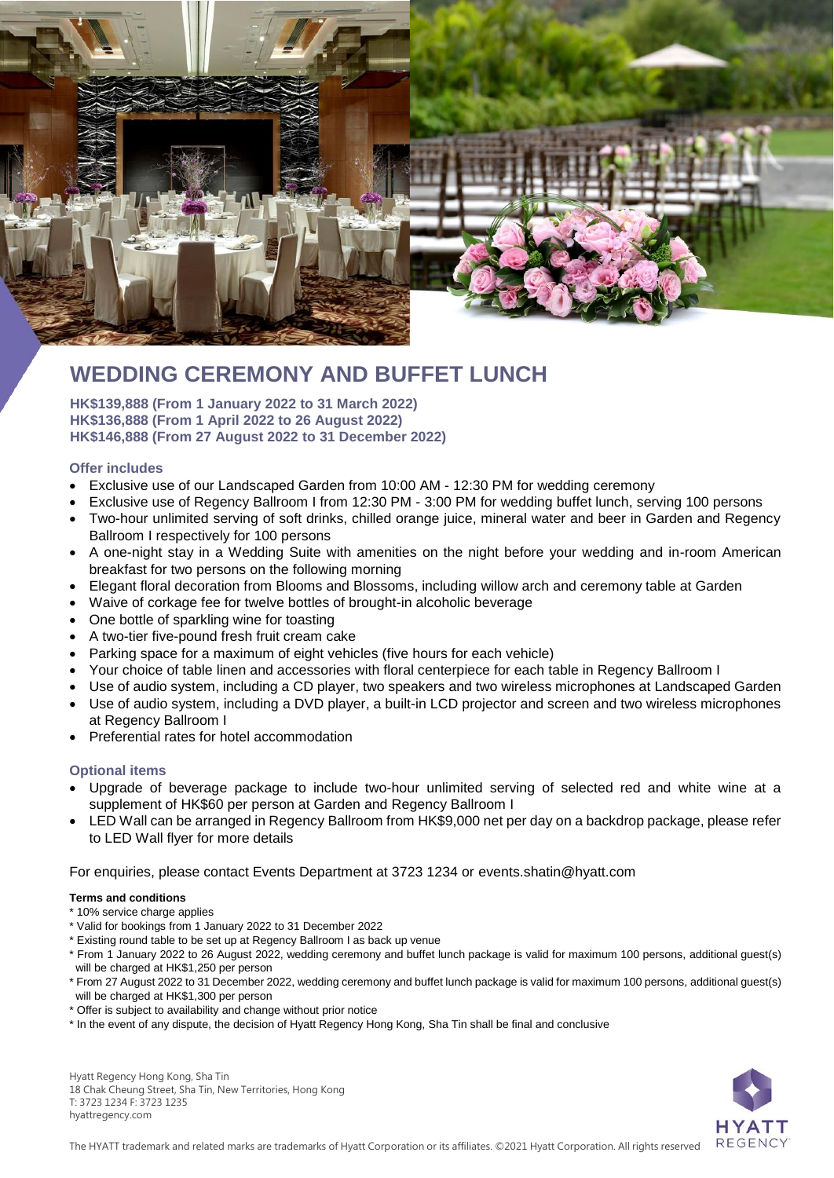# WEDDING CEREMONY AND BUFFET LUNCH

**HK$139,888 (From 1 January 2022 to 31 March 2022)**
**HK$136,888 (From 1 April 2022 to 26 August 2022)**
**HK$146,888 (From 27 August 2022 to 31 December 2022)**

### Offer includes

- Exclusive use of our Landscaped Garden from 10:00 AM - 12:30 PM for wedding ceremony
- Exclusive use of Regency Ballroom I from 12:30 PM - 3:00 PM for wedding buffet lunch, serving 100 persons
- Two-hour unlimited serving of soft drinks, chilled orange juice, mineral water and beer in Garden and Regency Ballroom I respectively for 100 persons
- A one-night stay in a Wedding Suite with amenities on the night before your wedding and in-room American breakfast for two persons on the following morning
- Elegant floral decoration from Blooms and Blossoms, including willow arch and ceremony table at Garden
- Waive of corkage fee for twelve bottles of brought-in alcoholic beverage
- One bottle of sparkling wine for toasting
- A two-tier five-pound fresh fruit cream cake
- Parking space for a maximum of eight vehicles (five hours for each vehicle)
- Your choice of table linen and accessories with floral centerpiece for each table in Regency Ballroom I
- Use of audio system, including a CD player, two speakers and two wireless microphones at Landscaped Garden
- Use of audio system, including a DVD player, a built-in LCD projector and screen and two wireless microphones at Regency Ballroom I
- Preferential rates for hotel accommodation

### Optional items

- Upgrade of beverage package to include two-hour unlimited serving of selected red and white wine at a supplement of HK$60 per person at Garden and Regency Ballroom I
- LED Wall can be arranged in Regency Ballroom from HK$9,000 net per day on a backdrop package, please refer to LED Wall flyer for more details

For enquiries, please contact Events Department at 3723 1234 or events.shatin@hyatt.com

**Terms and conditions**

* 10% service charge applies
* Valid for bookings from 1 January 2022 to 31 December 2022
* Existing round table to be set up at Regency Ballroom I as back up venue
* From 1 January 2022 to 26 August 2022, wedding ceremony and buffet lunch package is valid for maximum 100 persons, additional guest(s) will be charged at HK$1,250 per person
* From 27 August 2022 to 31 December 2022, wedding ceremony and buffet lunch package is valid for maximum 100 persons, additional guest(s) will be charged at HK$1,300 per person
* Offer is subject to availability and change without prior notice
* In the event of any dispute, the decision of Hyatt Regency Hong Kong, Sha Tin shall be final and conclusive

Hyatt Regency Hong Kong, Sha Tin
18 Chak Cheung Street, Sha Tin, New Territories, Hong Kong
T: 3723 1234 F: 3723 1235
hyattregency.com

The HYATT trademark and related marks are trademarks of Hyatt Corporation or its affiliates. ©2021 Hyatt Corporation. All rights reserved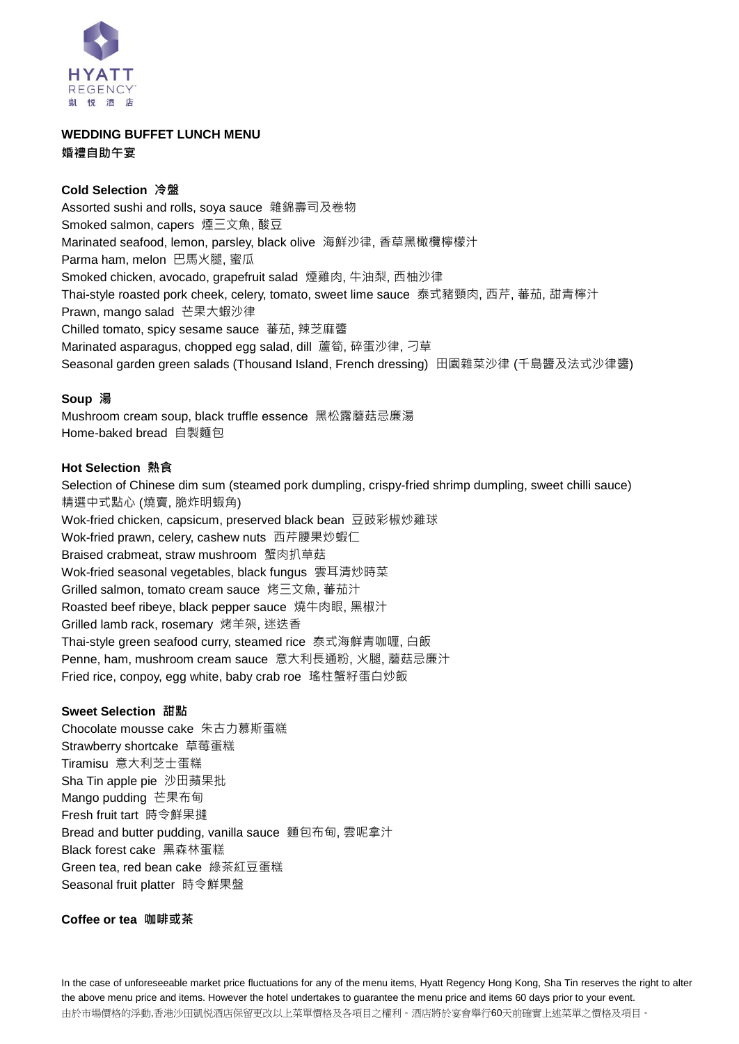HYATT REGENCY 凱悅酒店

**WEDDING BUFFET LUNCH MENU**
**婚禮自助午宴**

**Cold Selection 冷盤**

Assorted sushi and rolls, soya sauce 雜錦壽司及卷物
Smoked salmon, capers 煙三文魚, 酸豆
Marinated seafood, lemon, parsley, black olive 海鮮沙律, 香草黑橄欖檸檬汁
Parma ham, melon 巴馬火腿, 蜜瓜
Smoked chicken, avocado, grapefruit salad 煙雞肉, 牛油梨, 西柚沙律
Thai-style roasted pork cheek, celery, tomato, sweet lime sauce 泰式豬頸肉, 西芹, 蕃茄, 甜青檸汁
Prawn, mango salad 芒果大蝦沙律
Chilled tomato, spicy sesame sauce 蕃茄, 辣芝麻醬
Marinated asparagus, chopped egg salad, dill 蘆筍, 碎蛋沙律, 刁草
Seasonal garden green salads (Thousand Island, French dressing) 田園雜菜沙律 (千島醬及法式沙律醬)

**Soup 湯**

Mushroom cream soup, black truffle essence 黑松露蘑菇忌廉湯
Home-baked bread 自製麵包

**Hot Selection 熱食**

Selection of Chinese dim sum (steamed pork dumpling, crispy-fried shrimp dumpling, sweet chilli sauce)
精選中式點心 (燒賣, 脆炸明蝦角)
Wok-fried chicken, capsicum, preserved black bean 豆豉彩椒炒雞球
Wok-fried prawn, celery, cashew nuts 西芹腰果炒蝦仁
Braised crabmeat, straw mushroom 蟹肉扒草菇
Wok-fried seasonal vegetables, black fungus 雲耳清炒時菜
Grilled salmon, tomato cream sauce 烤三文魚, 蕃茄汁
Roasted beef ribeye, black pepper sauce 燒牛肉眼, 黑椒汁
Grilled lamb rack, rosemary 烤羊架, 迷迭香
Thai-style green seafood curry, steamed rice 泰式海鮮青咖喱, 白飯
Penne, ham, mushroom cream sauce 意大利長通粉, 火腿, 蘑菇忌廉汁
Fried rice, conpoy, egg white, baby crab roe 瑤柱蟹籽蛋白炒飯

**Sweet Selection 甜點**

Chocolate mousse cake 朱古力慕斯蛋糕
Strawberry shortcake 草莓蛋糕
Tiramisu 意大利芝士蛋糕
Sha Tin apple pie 沙田蘋果批
Mango pudding 芒果布甸
Fresh fruit tart 時令鮮果撻
Bread and butter pudding, vanilla sauce 麵包布甸, 雲呢拿汁
Black forest cake 黑森林蛋糕
Green tea, red bean cake 綠茶紅豆蛋糕
Seasonal fruit platter 時令鮮果盤

**Coffee or tea 咖啡或茶**

In the case of unforeseeable market price fluctuations for any of the menu items, Hyatt Regency Hong Kong, Sha Tin reserves the right to alter the above menu price and items. However the hotel undertakes to guarantee the menu price and items 60 days prior to your event.
由於市場價格的浮動,香港沙田凱悅酒店保留更改以上菜單價格及各項目之權利。酒店將於宴會舉行60天前確實上述菜單之價格及項目。